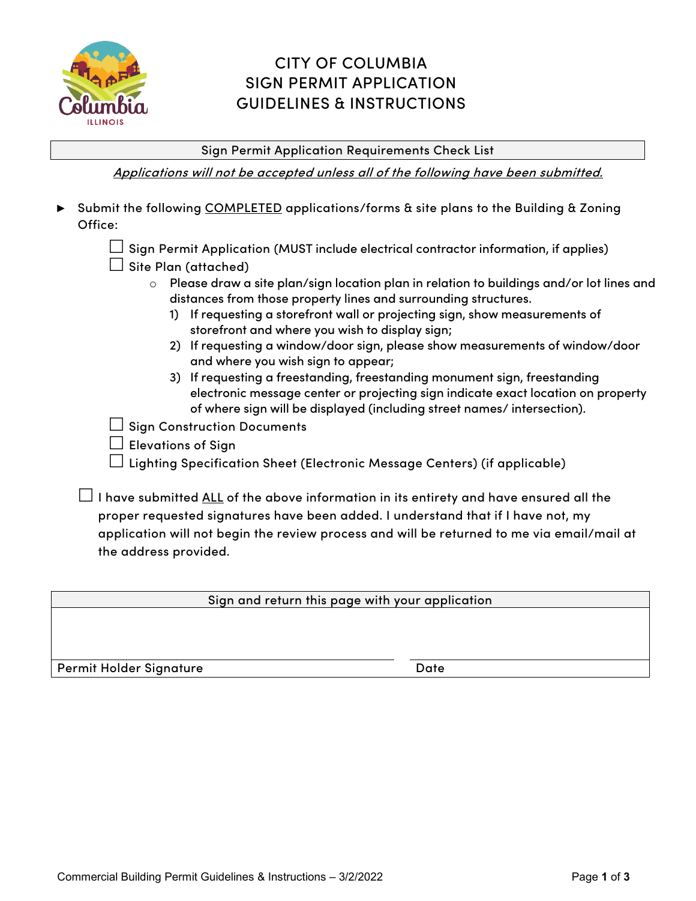# CITY OF COLUMBIA
# SIGN PERMIT APPLICATION
# GUIDELINES & INSTRUCTIONS

## Sign Permit Application Requirements Check List

*Applications will not be accepted unless all of the following have been submitted.*

► Submit the following COMPLETED applications/forms & site plans to the Building & Zoning Office:

- ☐ Sign Permit Application (MUST include electrical contractor information, if applies)
- ☐ Site Plan (attached)
  - Please draw a site plan/sign location plan in relation to buildings and/or lot lines and distances from those property lines and surrounding structures.
    1) If requesting a storefront wall or projecting sign, show measurements of storefront and where you wish to display sign;
    2) If requesting a window/door sign, please show measurements of window/door and where you wish sign to appear;
    3) If requesting a freestanding, freestanding monument sign, freestanding electronic message center or projecting sign indicate exact location on property of where sign will be displayed (including street names/ intersection).
- ☐ Sign Construction Documents
- ☐ Elevations of Sign
- ☐ Lighting Specification Sheet (Electronic Message Centers) (if applicable)

☐ I have submitted ALL of the above information in its entirety and have ensured all the proper requested signatures have been added. I understand that if I have not, my application will not begin the review process and will be returned to me via email/mail at the address provided.

| Sign and return this page with your application | |
|---|---|
| | |
| Permit Holder Signature | Date |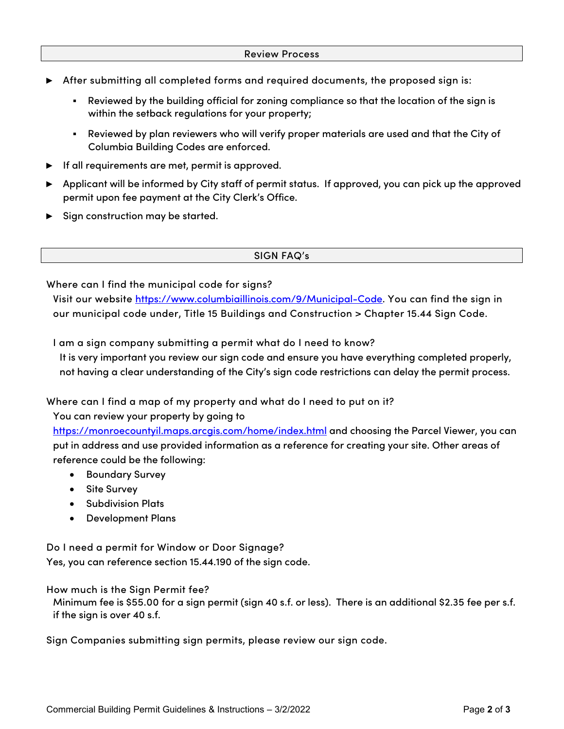## Review Process

- After submitting all completed forms and required documents, the proposed sign is:
    - Reviewed by the building official for zoning compliance so that the location of the sign is within the setback regulations for your property;
    - Reviewed by plan reviewers who will verify proper materials are used and that the City of Columbia Building Codes are enforced.
- If all requirements are met, permit is approved.
- Applicant will be informed by City staff of permit status. If approved, you can pick up the approved permit upon fee payment at the City Clerk's Office.
- Sign construction may be started.

## SIGN FAQ's

Where can I find the municipal code for signs?

Visit our website https://www.columbiaillinois.com/9/Municipal-Code. You can find the sign in our municipal code under, Title 15 Buildings and Construction > Chapter 15.44 Sign Code.

I am a sign company submitting a permit what do I need to know?

It is very important you review our sign code and ensure you have everything completed properly, not having a clear understanding of the City's sign code restrictions can delay the permit process.

Where can I find a map of my property and what do I need to put on it?

You can review your property by going to https://monroecountyil.maps.arcgis.com/home/index.html and choosing the Parcel Viewer, you can put in address and use provided information as a reference for creating your site. Other areas of reference could be the following:

- Boundary Survey
- Site Survey
- Subdivision Plats
- Development Plans

Do I need a permit for Window or Door Signage?

Yes, you can reference section 15.44.190 of the sign code.

How much is the Sign Permit fee?

Minimum fee is $55.00 for a sign permit (sign 40 s.f. or less). There is an additional $2.35 fee per s.f. if the sign is over 40 s.f.

Sign Companies submitting sign permits, please review our sign code.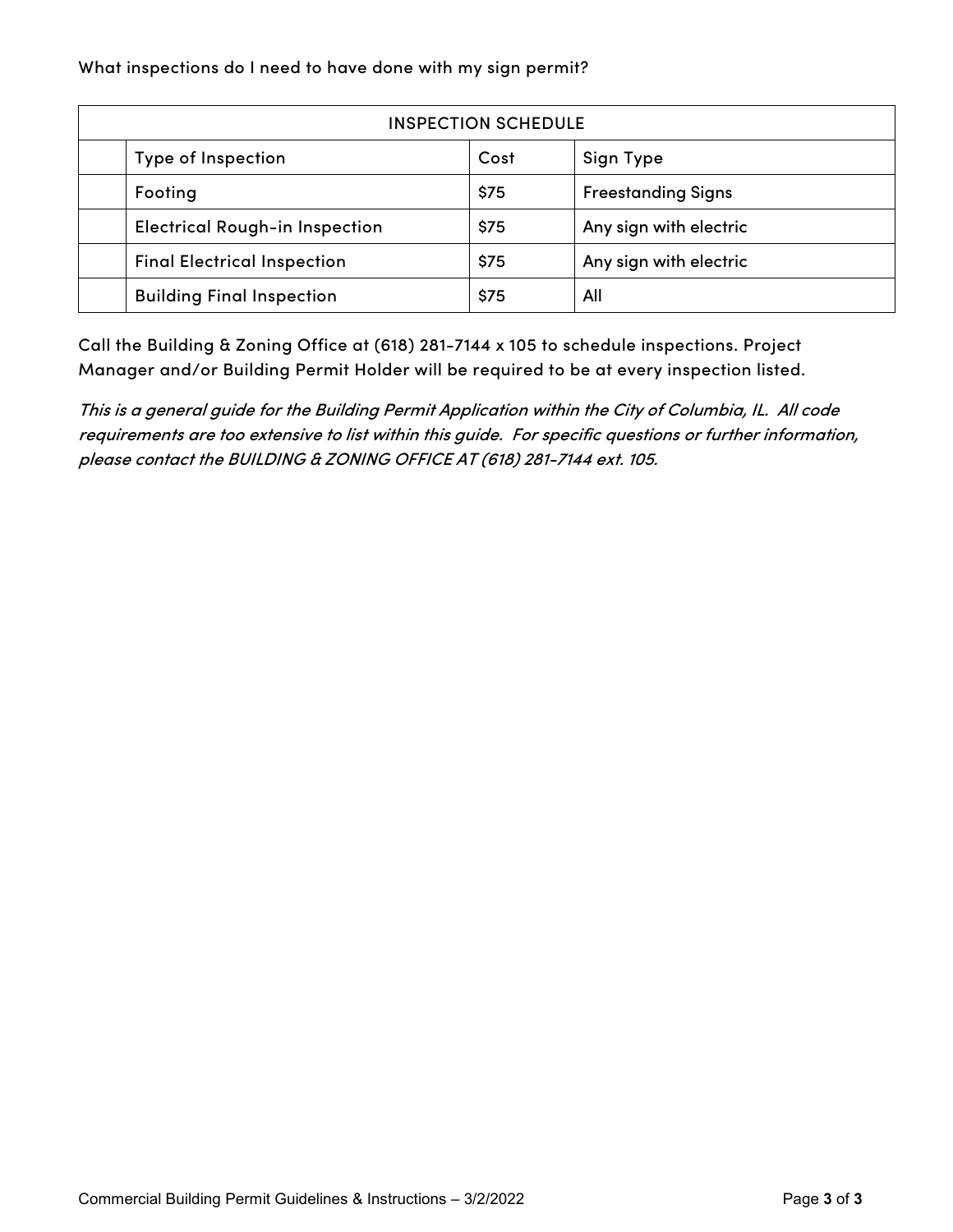What inspections do I need to have done with my sign permit?

| INSPECTION SCHEDULE | | | |
|---|---|---|---|
| | Type of Inspection | Cost | Sign Type |
| | Footing | $75 | Freestanding Signs |
| | Electrical Rough-in Inspection | $75 | Any sign with electric |
| | Final Electrical Inspection | $75 | Any sign with electric |
| | Building Final Inspection | $75 | All |

Call the Building & Zoning Office at (618) 281-7144 x 105 to schedule inspections. Project Manager and/or Building Permit Holder will be required to be at every inspection listed.

*This is a general guide for the Building Permit Application within the City of Columbia, IL. All code requirements are too extensive to list within this guide. For specific questions or further information, please contact the BUILDING & ZONING OFFICE AT (618) 281-7144 ext. 105.*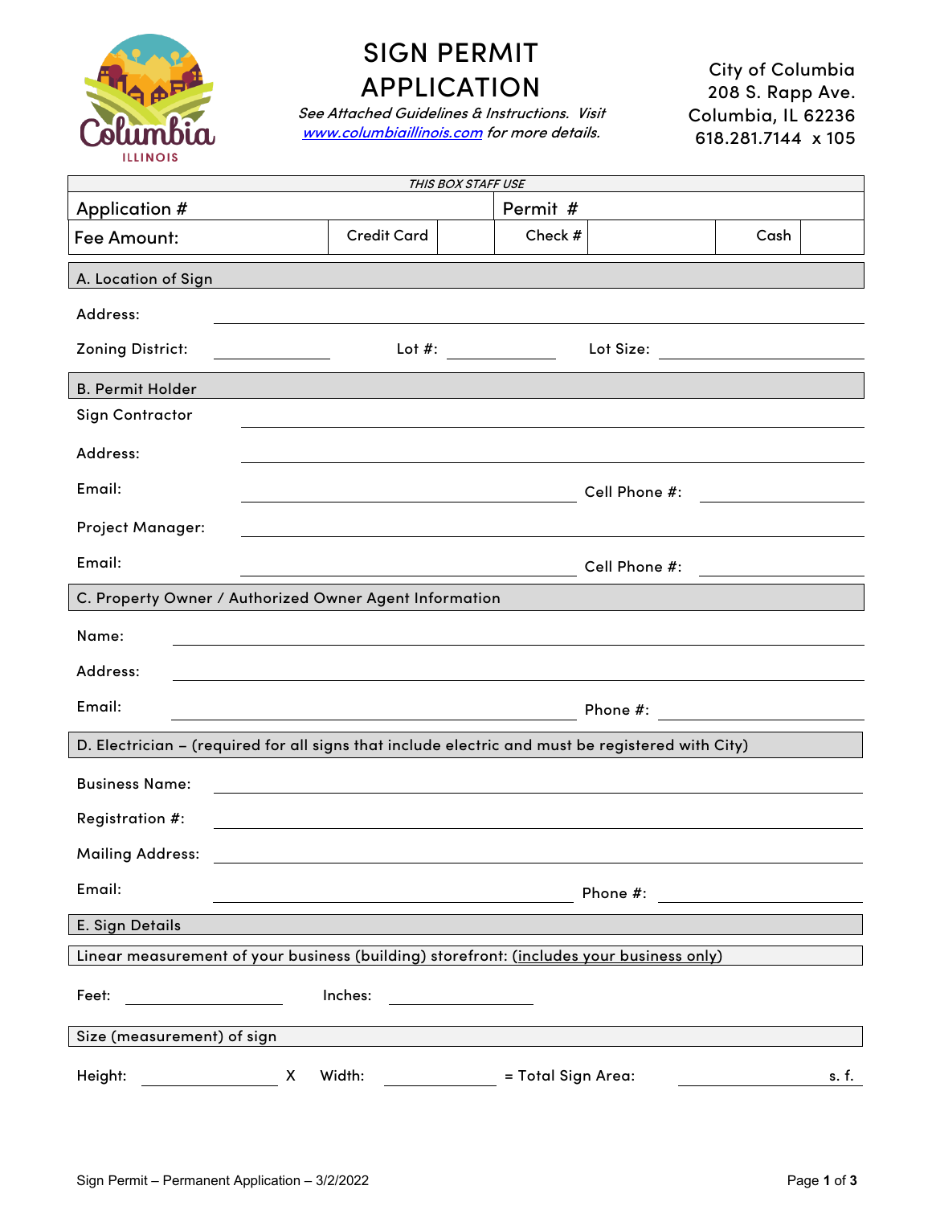# SIGN PERMIT APPLICATION

*See Attached Guidelines & Instructions. Visit [www.columbiaillinois.com](http://www.columbiaillinois.com) for more details.*

City of Columbia
208 S. Rapp Ave.
Columbia, IL 62236
618.281.7144 x 105

| *THIS BOX STAFF USE* | | | | | |
|---|---|---|---|---|---|
| Application # | | Permit # | | | |
| Fee Amount: | Credit Card | | Check # | | Cash |

## A. Location of Sign

Address: ______________________________

Zoning District: __________ Lot #: __________ Lot Size: __________

## B. Permit Holder

Sign Contractor ______________________________

Address: ______________________________

Email: ______________________________ Cell Phone #: __________

Project Manager: ______________________________

Email: ______________________________ Cell Phone #: __________

## C. Property Owner / Authorized Owner Agent Information

Name: ______________________________

Address: ______________________________

Email: ______________________________ Phone #: __________

## D. Electrician – (required for all signs that include electric and must be registered with City)

Business Name: ______________________________

Registration #: ______________________________

Mailing Address: ______________________________

Email: ______________________________ Phone #: __________

## E. Sign Details

Linear measurement of your business (building) storefront: (includes your business only)

Feet: __________ Inches: __________

Size (measurement) of sign

Height: __________ X Width: __________ = Total Sign Area: __________ s. f.

Sign Permit – Permanent Application – 3/2/2022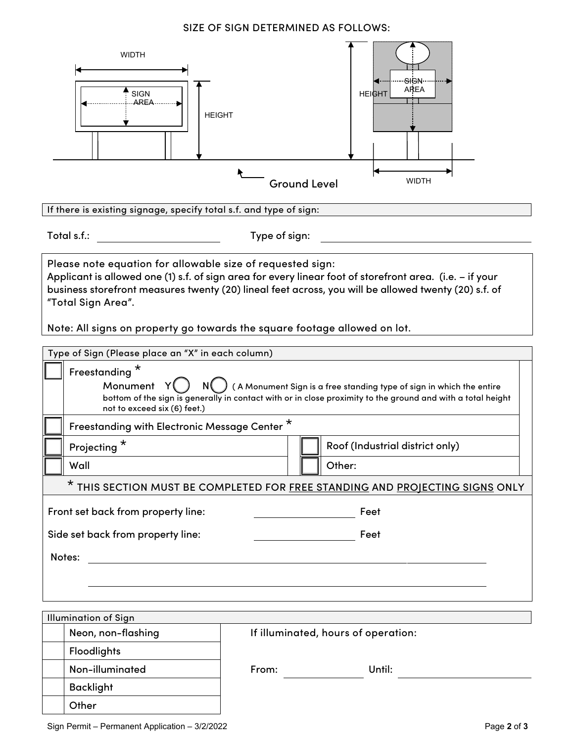SIZE OF SIGN DETERMINED AS FOLLOWS:

WIDTH

SIGN AREA

HEIGHT

HEIGHT

SIGN AREA

Ground Level

WIDTH

If there is existing signage, specify total s.f. and type of sign:

Total s.f.: ____________________ Type of sign: ____________________

Please note equation for allowable size of requested sign:
Applicant is allowed one (1) s.f. of sign area for every linear foot of storefront area. (i.e. – if your business storefront measures twenty (20) lineal feet across, you will be allowed twenty (20) s.f. of "Total Sign Area".

Note: All signs on property go towards the square footage allowed on lot.

Type of Sign (Please place an "X" in each column)

| | | | |
|---|---|---|---|
| ☐ | Freestanding * <br> Monument Y ◯ N ◯ ( A Monument Sign is a free standing type of sign in which the entire bottom of the sign is generally in contact with or in close proximity to the ground and with a total height not to exceed six (6) feet.) | | |
| ☐ | Freestanding with Electronic Message Center * | | |
| ☐ | Projecting * | ☐ | Roof (Industrial district only) |
| ☐ | Wall | ☐ | Other: |

\* THIS SECTION MUST BE COMPLETED FOR FREE STANDING AND PROJECTING SIGNS ONLY

Front set back from property line: ____________________ Feet

Side set back from property line: ____________________ Feet

Notes: ________________________________________________________________

________________________________________________________________

Illumination of Sign

| | |
|---|---|
| | Neon, non-flashing |
| | Floodlights |
| | Non-illuminated |
| | Backlight |
| | Other |

If illuminated, hours of operation:

From: ____________________ Until: ____________________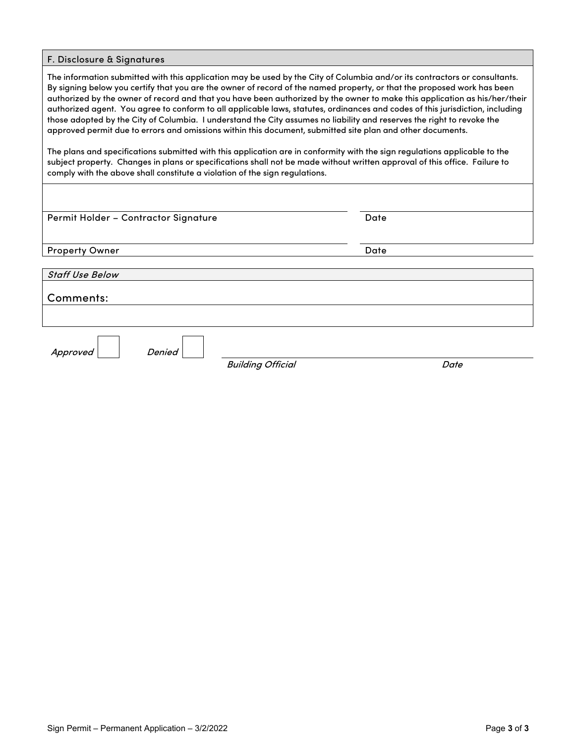## F. Disclosure & Signatures

The information submitted with this application may be used by the City of Columbia and/or its contractors or consultants. By signing below you certify that you are the owner of record of the named property, or that the proposed work has been authorized by the owner of record and that you have been authorized by the owner to make this application as his/her/their authorized agent. You agree to conform to all applicable laws, statutes, ordinances and codes of this jurisdiction, including those adopted by the City of Columbia. I understand the City assumes no liability and reserves the right to revoke the approved permit due to errors and omissions within this document, submitted site plan and other documents.

The plans and specifications submitted with this application are in conformity with the sign regulations applicable to the subject property. Changes in plans or specifications shall not be made without written approval of this office. Failure to comply with the above shall constitute a violation of the sign regulations.

Permit Holder – Contractor Signature &nbsp;&nbsp;&nbsp;&nbsp; Date

Property Owner &nbsp;&nbsp;&nbsp;&nbsp; Date

*Staff Use Below*

Comments:

*Approved* ☐ &nbsp;&nbsp; *Denied* ☐

*Building Official* &nbsp;&nbsp;&nbsp;&nbsp; *Date*

Sign Permit – Permanent Application – 3/2/2022